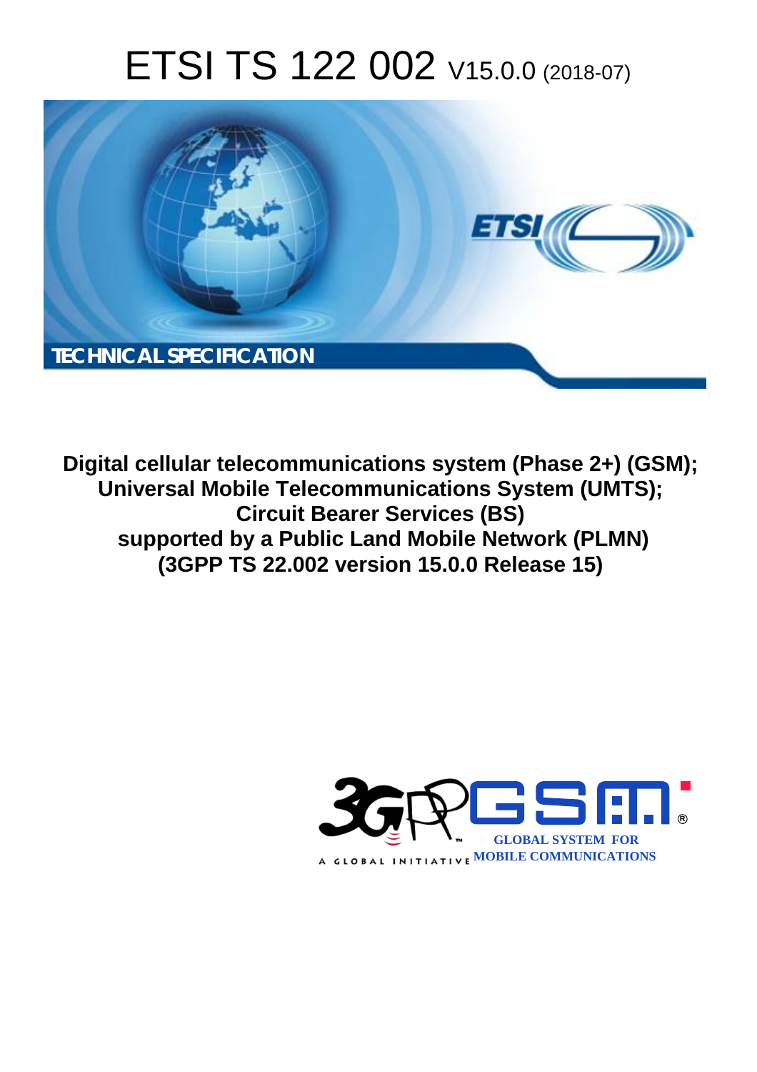# ETSI TS 122 002 V15.0.0 (2018-07)

TECHNICAL SPECIFICATION

**Digital cellular telecommunications system (Phase 2+) (GSM); Universal Mobile Telecommunications System (UMTS); Circuit Bearer Services (BS) supported by a Public Land Mobile Network (PLMN) (3GPP TS 22.002 version 15.0.0 Release 15)**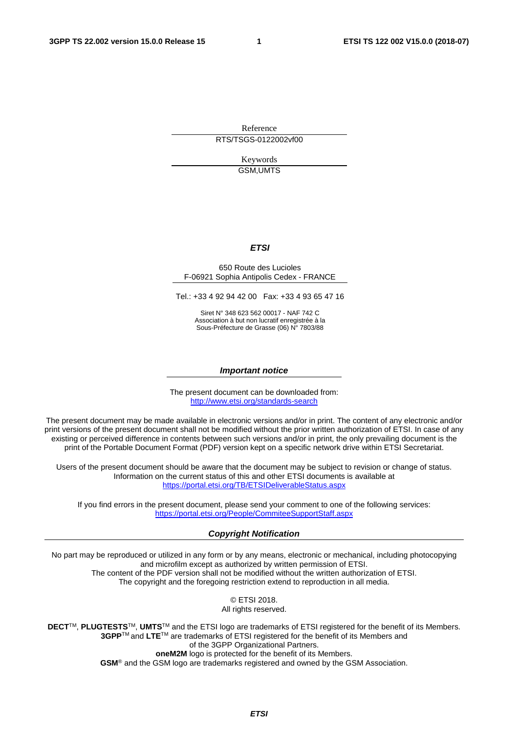Reference

RTS/TSGS-0122002vf00

Keywords

GSM,UMTS

***ETSI***

650 Route des Lucioles
F-06921 Sophia Antipolis Cedex - FRANCE

Tel.: +33 4 92 94 42 00 Fax: +33 4 93 65 47 16

Siret N° 348 623 562 00017 - NAF 742 C
Association à but non lucratif enregistrée à la
Sous-Préfecture de Grasse (06) N° 7803/88

***Important notice***

The present document can be downloaded from:
http://www.etsi.org/standards-search

The present document may be made available in electronic versions and/or in print. The content of any electronic and/or print versions of the present document shall not be modified without the prior written authorization of ETSI. In case of any existing or perceived difference in contents between such versions and/or in print, the only prevailing document is the print of the Portable Document Format (PDF) version kept on a specific network drive within ETSI Secretariat.

Users of the present document should be aware that the document may be subject to revision or change of status. Information on the current status of this and other ETSI documents is available at
https://portal.etsi.org/TB/ETSIDeliverableStatus.aspx

If you find errors in the present document, please send your comment to one of the following services:
https://portal.etsi.org/People/CommiteeSupportStaff.aspx

***Copyright Notification***

No part may be reproduced or utilized in any form or by any means, electronic or mechanical, including photocopying and microfilm except as authorized by written permission of ETSI.
The content of the PDF version shall not be modified without the written authorization of ETSI.
The copyright and the foregoing restriction extend to reproduction in all media.

© ETSI 2018.
All rights reserved.

**DECT**™, **PLUGTESTS**™, **UMTS**™ and the ETSI logo are trademarks of ETSI registered for the benefit of its Members.
**3GPP**™ and **LTE**™ are trademarks of ETSI registered for the benefit of its Members and of the 3GPP Organizational Partners.
**oneM2M** logo is protected for the benefit of its Members.
**GSM**® and the GSM logo are trademarks registered and owned by the GSM Association.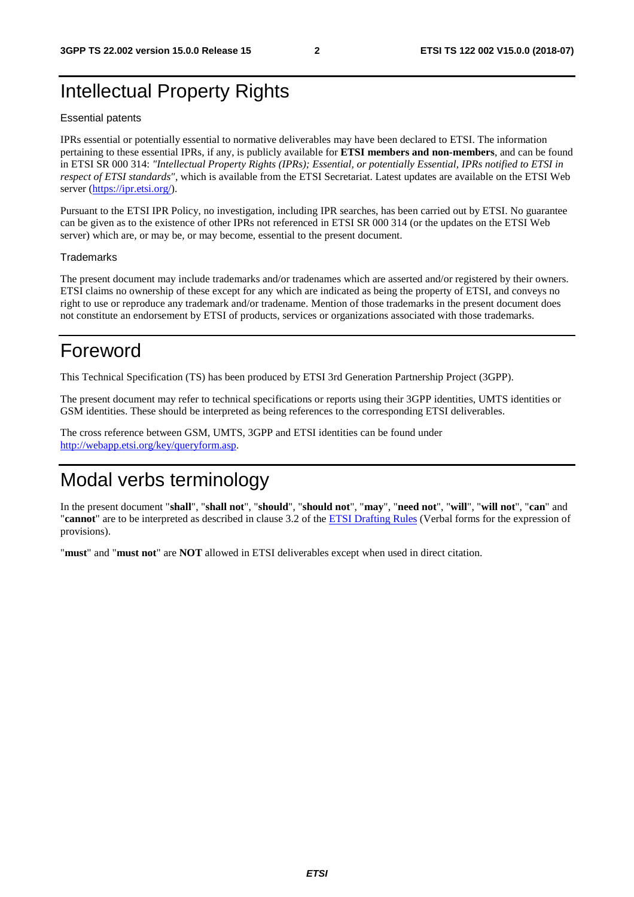# Intellectual Property Rights

Essential patents

IPRs essential or potentially essential to normative deliverables may have been declared to ETSI. The information pertaining to these essential IPRs, if any, is publicly available for **ETSI members and non-members**, and can be found in ETSI SR 000 314: *"Intellectual Property Rights (IPRs); Essential, or potentially Essential, IPRs notified to ETSI in respect of ETSI standards"*, which is available from the ETSI Secretariat. Latest updates are available on the ETSI Web server (https://ipr.etsi.org/).

Pursuant to the ETSI IPR Policy, no investigation, including IPR searches, has been carried out by ETSI. No guarantee can be given as to the existence of other IPRs not referenced in ETSI SR 000 314 (or the updates on the ETSI Web server) which are, or may be, or may become, essential to the present document.

Trademarks

The present document may include trademarks and/or tradenames which are asserted and/or registered by their owners. ETSI claims no ownership of these except for any which are indicated as being the property of ETSI, and conveys no right to use or reproduce any trademark and/or tradename. Mention of those trademarks in the present document does not constitute an endorsement by ETSI of products, services or organizations associated with those trademarks.

# Foreword

This Technical Specification (TS) has been produced by ETSI 3rd Generation Partnership Project (3GPP).

The present document may refer to technical specifications or reports using their 3GPP identities, UMTS identities or GSM identities. These should be interpreted as being references to the corresponding ETSI deliverables.

The cross reference between GSM, UMTS, 3GPP and ETSI identities can be found under http://webapp.etsi.org/key/queryform.asp.

# Modal verbs terminology

In the present document "**shall**", "**shall not**", "**should**", "**should not**", "**may**", "**need not**", "**will**", "**will not**", "**can**" and "**cannot**" are to be interpreted as described in clause 3.2 of the ETSI Drafting Rules (Verbal forms for the expression of provisions).

"**must**" and "**must not**" are **NOT** allowed in ETSI deliverables except when used in direct citation.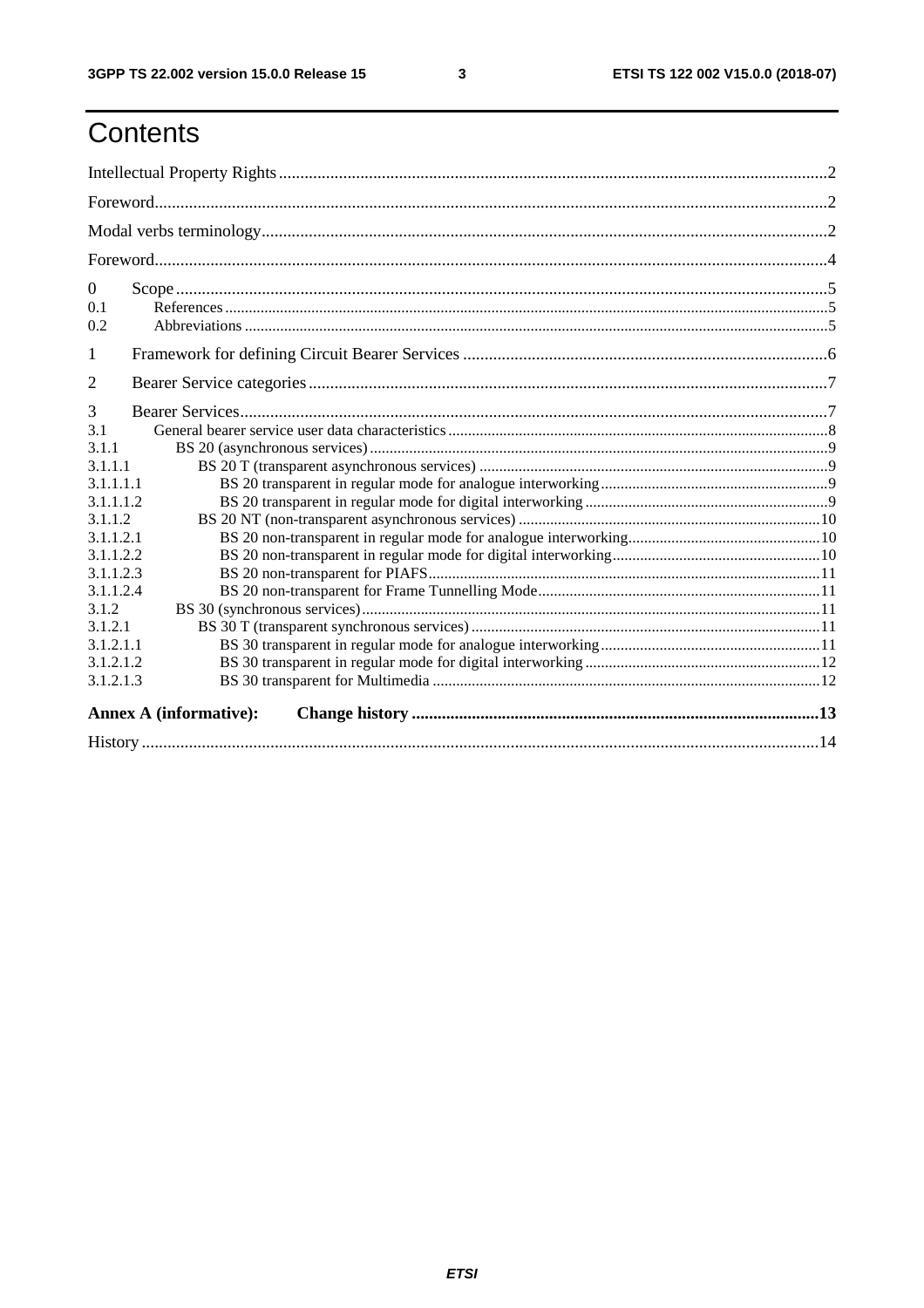# Contents

Intellectual Property Rights ........ 2

Foreword ........ 2

Modal verbs terminology ........ 2

Foreword ........ 4

0 Scope ........ 5

0.1 References ........ 5

0.2 Abbreviations ........ 5

1 Framework for defining Circuit Bearer Services ........ 6

2 Bearer Service categories ........ 7

3 Bearer Services ........ 7

3.1 General bearer service user data characteristics ........ 8

3.1.1 BS 20 (asynchronous services) ........ 9

3.1.1.1 BS 20 T (transparent asynchronous services) ........ 9

3.1.1.1.1 BS 20 transparent in regular mode for analogue interworking ........ 9

3.1.1.1.2 BS 20 transparent in regular mode for digital interworking ........ 9

3.1.1.2 BS 20 NT (non-transparent asynchronous services) ........ 10

3.1.1.2.1 BS 20 non-transparent in regular mode for analogue interworking ........ 10

3.1.1.2.2 BS 20 non-transparent in regular mode for digital interworking ........ 10

3.1.1.2.3 BS 20 non-transparent for PIAFS ........ 11

3.1.1.2.4 BS 20 non-transparent for Frame Tunnelling Mode ........ 11

3.1.2 BS 30 (synchronous services) ........ 11

3.1.2.1 BS 30 T (transparent synchronous services) ........ 11

3.1.2.1.1 BS 30 transparent in regular mode for analogue interworking ........ 11

3.1.2.1.2 BS 30 transparent in regular mode for digital interworking ........ 12

3.1.2.1.3 BS 30 transparent for Multimedia ........ 12

**Annex A (informative): Change history ........ 13**

History ........ 14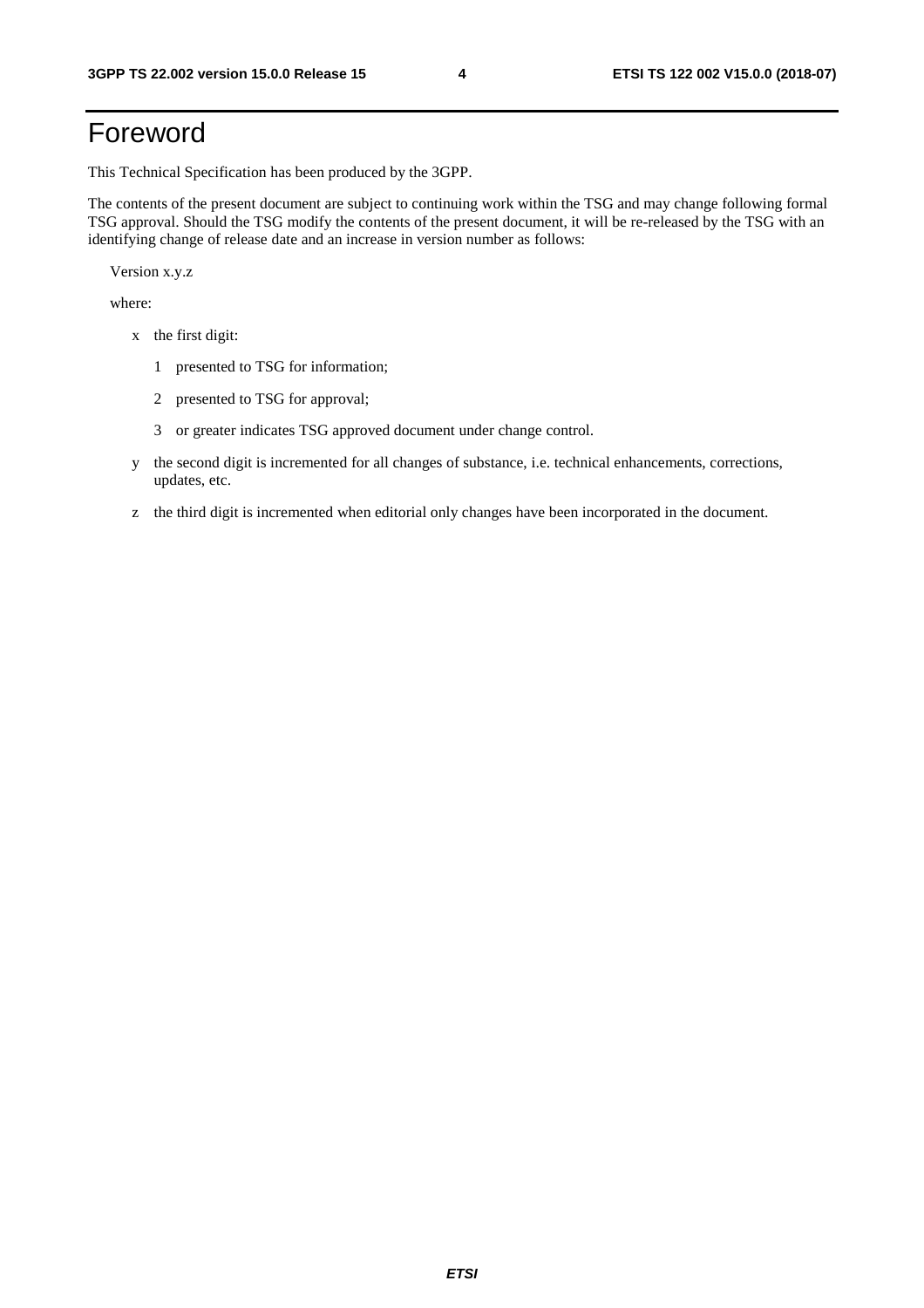# Foreword

This Technical Specification has been produced by the 3GPP.

The contents of the present document are subject to continuing work within the TSG and may change following formal TSG approval. Should the TSG modify the contents of the present document, it will be re-released by the TSG with an identifying change of release date and an increase in version number as follows:

Version x.y.z

where:

- x the first digit:
  - 1 presented to TSG for information;
  - 2 presented to TSG for approval;
  - 3 or greater indicates TSG approved document under change control.
- y the second digit is incremented for all changes of substance, i.e. technical enhancements, corrections, updates, etc.
- z the third digit is incremented when editorial only changes have been incorporated in the document.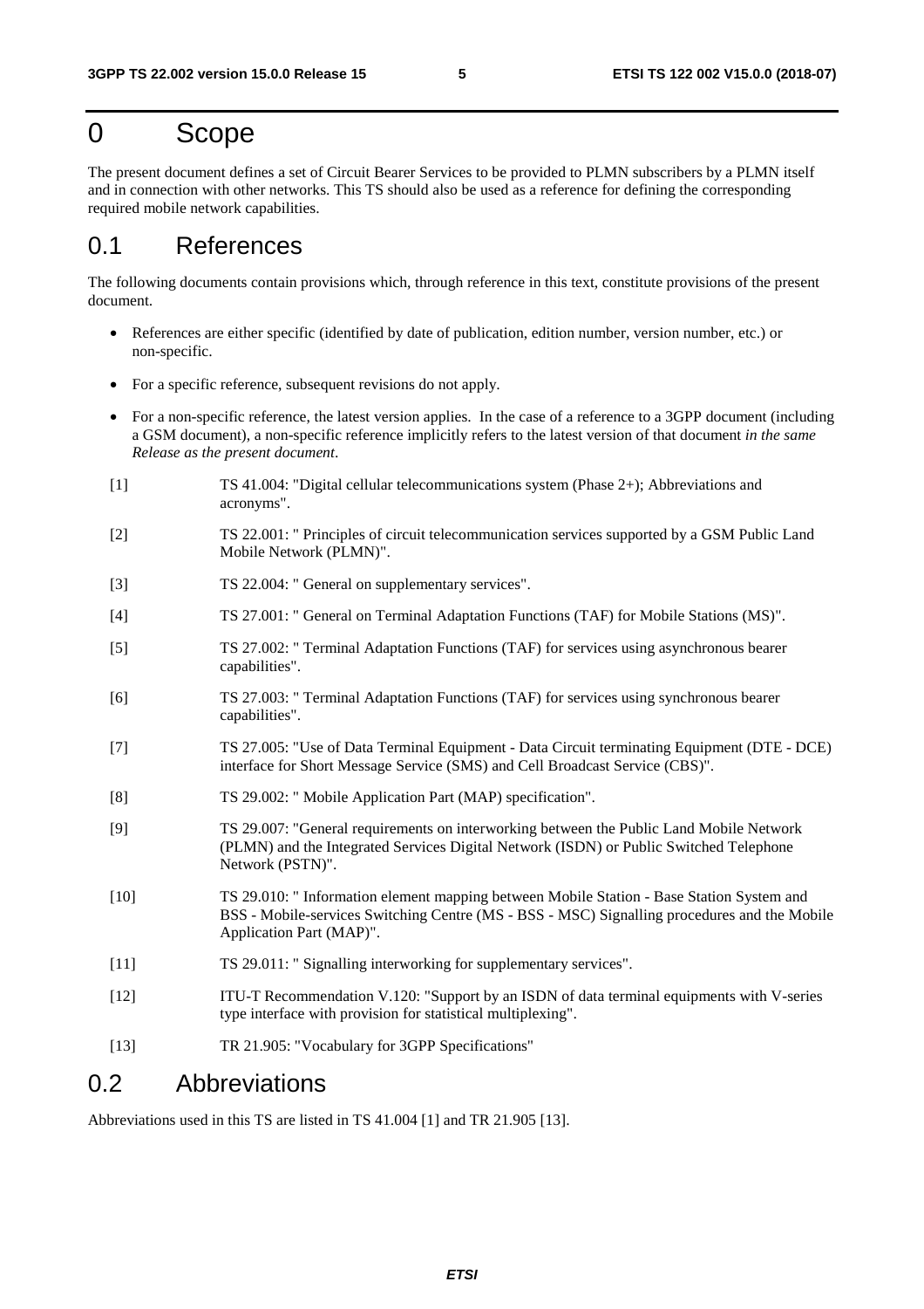# 0 Scope

The present document defines a set of Circuit Bearer Services to be provided to PLMN subscribers by a PLMN itself and in connection with other networks. This TS should also be used as a reference for defining the corresponding required mobile network capabilities.

## 0.1 References

The following documents contain provisions which, through reference in this text, constitute provisions of the present document.

- References are either specific (identified by date of publication, edition number, version number, etc.) or non-specific.
- For a specific reference, subsequent revisions do not apply.
- For a non-specific reference, the latest version applies. In the case of a reference to a 3GPP document (including a GSM document), a non-specific reference implicitly refers to the latest version of that document *in the same Release as the present document*.

[1] TS 41.004: "Digital cellular telecommunications system (Phase 2+); Abbreviations and acronyms".

[2] TS 22.001: " Principles of circuit telecommunication services supported by a GSM Public Land Mobile Network (PLMN)".

[3] TS 22.004: " General on supplementary services".

[4] TS 27.001: " General on Terminal Adaptation Functions (TAF) for Mobile Stations (MS)".

[5] TS 27.002: " Terminal Adaptation Functions (TAF) for services using asynchronous bearer capabilities".

[6] TS 27.003: " Terminal Adaptation Functions (TAF) for services using synchronous bearer capabilities".

[7] TS 27.005: "Use of Data Terminal Equipment - Data Circuit terminating Equipment (DTE - DCE) interface for Short Message Service (SMS) and Cell Broadcast Service (CBS)".

[8] TS 29.002: " Mobile Application Part (MAP) specification".

[9] TS 29.007: "General requirements on interworking between the Public Land Mobile Network (PLMN) and the Integrated Services Digital Network (ISDN) or Public Switched Telephone Network (PSTN)".

[10] TS 29.010: " Information element mapping between Mobile Station - Base Station System and BSS - Mobile-services Switching Centre (MS - BSS - MSC) Signalling procedures and the Mobile Application Part (MAP)".

[11] TS 29.011: " Signalling interworking for supplementary services".

[12] ITU-T Recommendation V.120: "Support by an ISDN of data terminal equipments with V-series type interface with provision for statistical multiplexing".

[13] TR 21.905: "Vocabulary for 3GPP Specifications"

## 0.2 Abbreviations

Abbreviations used in this TS are listed in TS 41.004 [1] and TR 21.905 [13].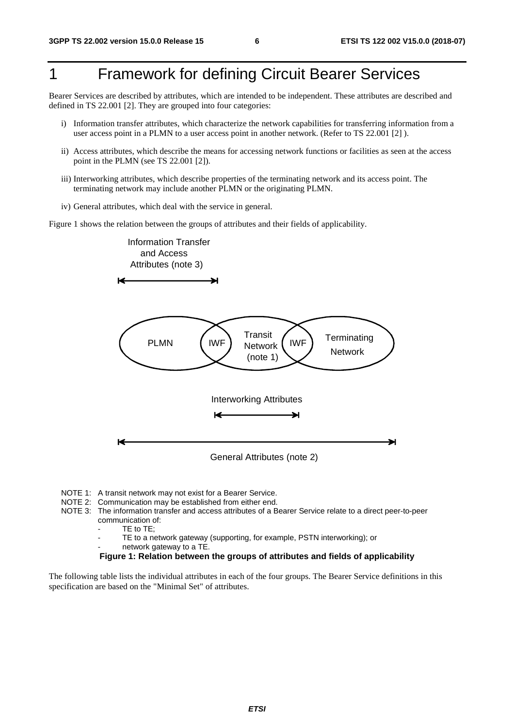# 1 Framework for defining Circuit Bearer Services

Bearer Services are described by attributes, which are intended to be independent. These attributes are described and defined in TS 22.001 [2]. They are grouped into four categories:

i) Information transfer attributes, which characterize the network capabilities for transferring information from a user access point in a PLMN to a user access point in another network. (Refer to TS 22.001 [2] ).

ii) Access attributes, which describe the means for accessing network functions or facilities as seen at the access point in the PLMN (see TS 22.001 [2]).

iii) Interworking attributes, which describe properties of the terminating network and its access point. The terminating network may include another PLMN or the originating PLMN.

iv) General attributes, which deal with the service in general.

Figure 1 shows the relation between the groups of attributes and their fields of applicability.

Information Transfer and Access Attributes (note 3)

PLMN | IWF | Transit Network (note 1) | IWF | Terminating Network

Interworking Attributes

General Attributes (note 2)

NOTE 1: A transit network may not exist for a Bearer Service.
NOTE 2: Communication may be established from either end.
NOTE 3: The information transfer and access attributes of a Bearer Service relate to a direct peer-to-peer communication of:
- TE to TE;
- TE to a network gateway (supporting, for example, PSTN interworking); or
- network gateway to a TE.

**Figure 1: Relation between the groups of attributes and fields of applicability**

The following table lists the individual attributes in each of the four groups. The Bearer Service definitions in this specification are based on the "Minimal Set" of attributes.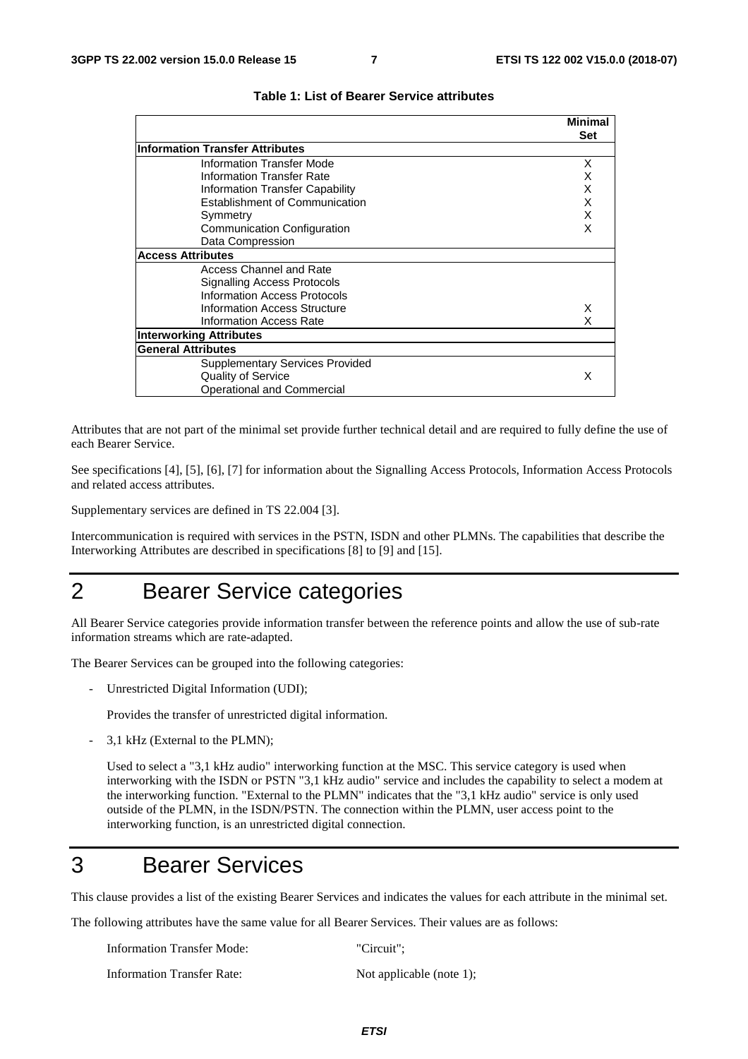**Table 1: List of Bearer Service attributes**

| | Minimal Set |
|---|---|
| **Information Transfer Attributes** | |
| Information Transfer Mode | X |
| Information Transfer Rate | X |
| Information Transfer Capability | X |
| Establishment of Communication | X |
| Symmetry | X |
| Communication Configuration | X |
| Data Compression | |
| **Access Attributes** | |
| Access Channel and Rate | |
| Signalling Access Protocols | |
| Information Access Protocols | |
| Information Access Structure | X |
| Information Access Rate | X |
| **Interworking Attributes** | |
| **General Attributes** | |
| Supplementary Services Provided | |
| Quality of Service | X |
| Operational and Commercial | |

Attributes that are not part of the minimal set provide further technical detail and are required to fully define the use of each Bearer Service.

See specifications [4], [5], [6], [7] for information about the Signalling Access Protocols, Information Access Protocols and related access attributes.

Supplementary services are defined in TS 22.004 [3].

Intercommunication is required with services in the PSTN, ISDN and other PLMNs. The capabilities that describe the Interworking Attributes are described in specifications [8] to [9] and [15].

# 2 Bearer Service categories

All Bearer Service categories provide information transfer between the reference points and allow the use of sub-rate information streams which are rate-adapted.

The Bearer Services can be grouped into the following categories:

- Unrestricted Digital Information (UDI);

  Provides the transfer of unrestricted digital information.

- 3,1 kHz (External to the PLMN);

  Used to select a "3,1 kHz audio" interworking function at the MSC. This service category is used when interworking with the ISDN or PSTN "3,1 kHz audio" service and includes the capability to select a modem at the interworking function. "External to the PLMN" indicates that the "3,1 kHz audio" service is only used outside of the PLMN, in the ISDN/PSTN. The connection within the PLMN, user access point to the interworking function, is an unrestricted digital connection.

# 3 Bearer Services

This clause provides a list of the existing Bearer Services and indicates the values for each attribute in the minimal set.

The following attributes have the same value for all Bearer Services. Their values are as follows:

Information Transfer Mode: "Circuit";

Information Transfer Rate: Not applicable (note 1);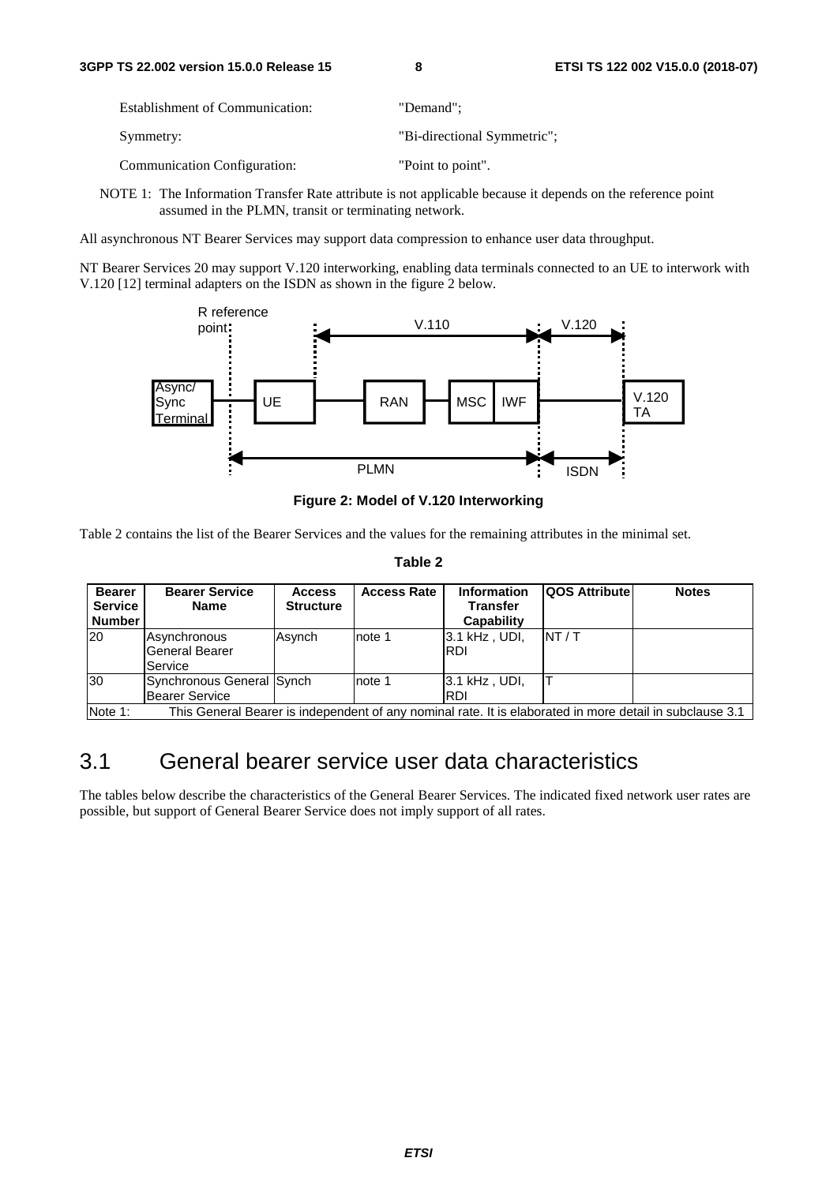Establishment of Communication: "Demand";

Symmetry: "Bi-directional Symmetric";

Communication Configuration: "Point to point".

NOTE 1: The Information Transfer Rate attribute is not applicable because it depends on the reference point assumed in the PLMN, transit or terminating network.

All asynchronous NT Bearer Services may support data compression to enhance user data throughput.

NT Bearer Services 20 may support V.120 interworking, enabling data terminals connected to an UE to interwork with V.120 [12] terminal adapters on the ISDN as shown in the figure 2 below.

**Figure 2: Model of V.120 Interworking**

Table 2 contains the list of the Bearer Services and the values for the remaining attributes in the minimal set.

**Table 2**

| Bearer Service Number | Bearer Service Name | Access Structure | Access Rate | Information Transfer Capability | QOS Attribute | Notes |
|---|---|---|---|---|---|---|
| 20 | Asynchronous General Bearer Service | Asynch | note 1 | 3.1 kHz , UDI, RDI | NT / T | |
| 30 | Synchronous General Bearer Service | Synch | note 1 | 3.1 kHz , UDI, RDI | T | |
| Note 1: This General Bearer is independent of any nominal rate. It is elaborated in more detail in subclause 3.1 | | | | | | |

## 3.1 General bearer service user data characteristics

The tables below describe the characteristics of the General Bearer Services. The indicated fixed network user rates are possible, but support of General Bearer Service does not imply support of all rates.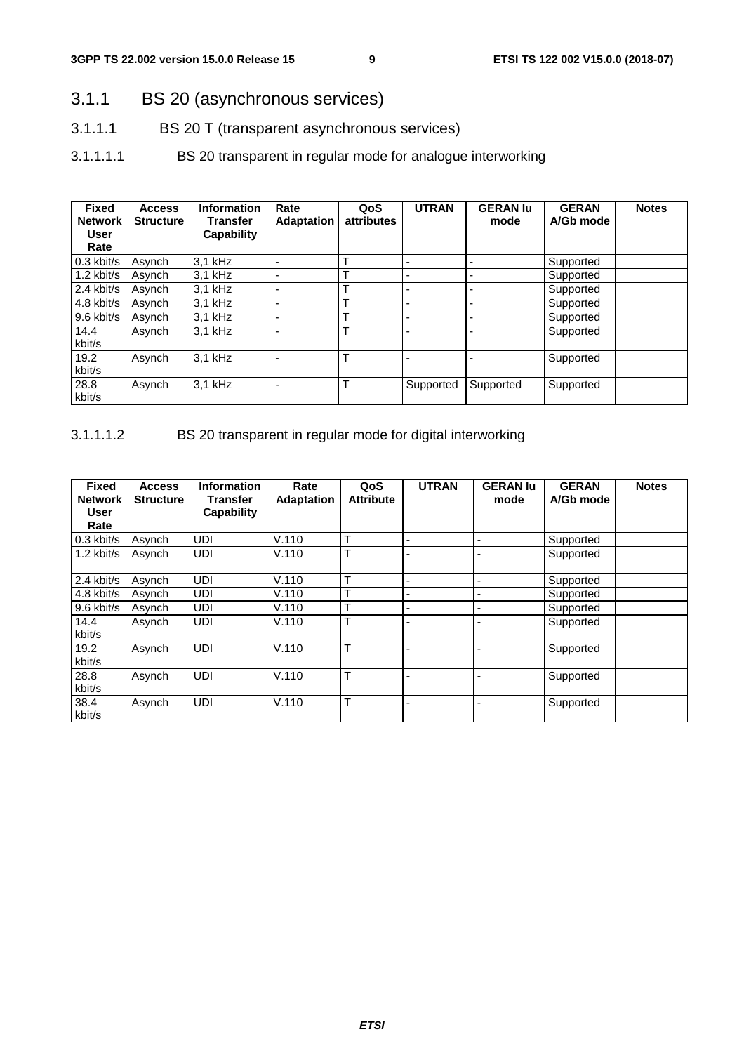### 3.1.1 BS 20 (asynchronous services)

#### 3.1.1.1 BS 20 T (transparent asynchronous services)

##### 3.1.1.1.1 BS 20 transparent in regular mode for analogue interworking

| Fixed Network User Rate | Access Structure | Information Transfer Capability | Rate Adaptation | QoS attributes | UTRAN | GERAN Iu mode | GERAN A/Gb mode | Notes |
|---|---|---|---|---|---|---|---|---|
| 0.3 kbit/s | Asynch | 3,1 kHz | - | T | - | - | Supported | |
| 1.2 kbit/s | Asynch | 3,1 kHz | - | T | - | - | Supported | |
| 2.4 kbit/s | Asynch | 3,1 kHz | - | T | - | - | Supported | |
| 4.8 kbit/s | Asynch | 3,1 kHz | - | T | - | - | Supported | |
| 9.6 kbit/s | Asynch | 3,1 kHz | - | T | - | - | Supported | |
| 14.4 kbit/s | Asynch | 3,1 kHz | - | T | - | - | Supported | |
| 19.2 kbit/s | Asynch | 3,1 kHz | - | T | - | - | Supported | |
| 28.8 kbit/s | Asynch | 3,1 kHz | - | T | Supported | Supported | Supported | |

##### 3.1.1.1.2 BS 20 transparent in regular mode for digital interworking

| Fixed Network User Rate | Access Structure | Information Transfer Capability | Rate Adaptation | QoS Attribute | UTRAN | GERAN Iu mode | GERAN A/Gb mode | Notes |
|---|---|---|---|---|---|---|---|---|
| 0.3 kbit/s | Asynch | UDI | V.110 | T | - | - | Supported | |
| 1.2 kbit/s | Asynch | UDI | V.110 | T | - | - | Supported | |
| 2.4 kbit/s | Asynch | UDI | V.110 | T | - | - | Supported | |
| 4.8 kbit/s | Asynch | UDI | V.110 | T | - | - | Supported | |
| 9.6 kbit/s | Asynch | UDI | V.110 | T | - | - | Supported | |
| 14.4 kbit/s | Asynch | UDI | V.110 | T | - | - | Supported | |
| 19.2 kbit/s | Asynch | UDI | V.110 | T | - | - | Supported | |
| 28.8 kbit/s | Asynch | UDI | V.110 | T | - | - | Supported | |
| 38.4 kbit/s | Asynch | UDI | V.110 | T | - | - | Supported | |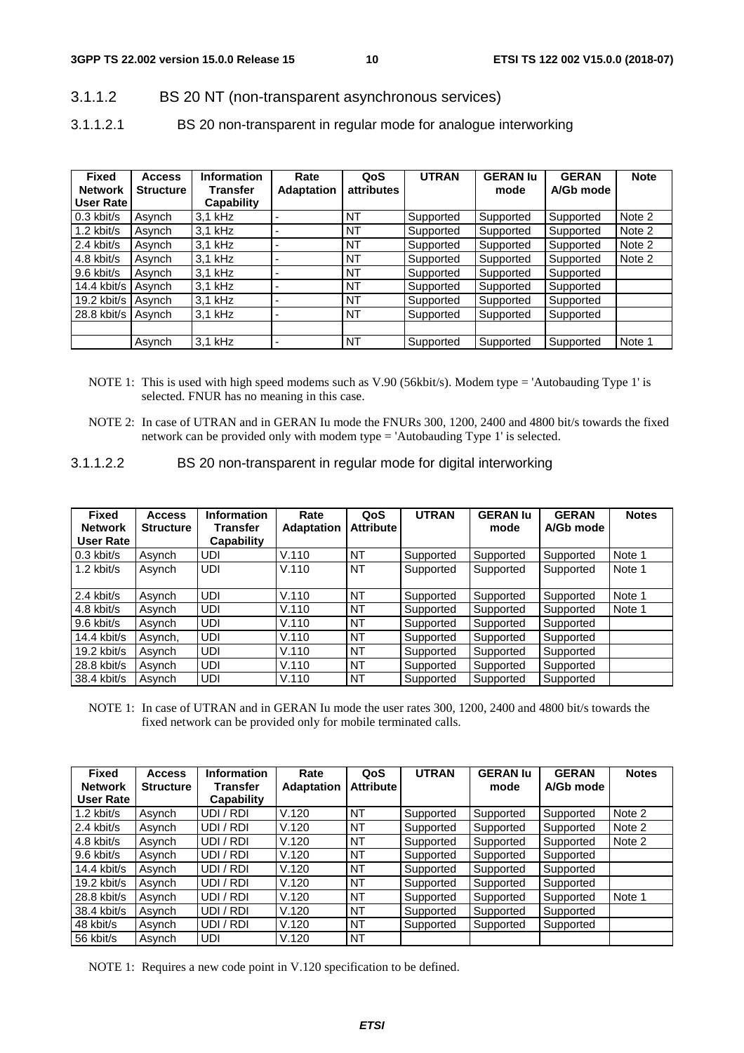#### 3.1.1.2 BS 20 NT (non-transparent asynchronous services)

##### 3.1.1.2.1 BS 20 non-transparent in regular mode for analogue interworking

| Fixed Network User Rate | Access Structure | Information Transfer Capability | Rate Adaptation | QoS attributes | UTRAN | GERAN Iu mode | GERAN A/Gb mode | Note |
|---|---|---|---|---|---|---|---|---|
| 0.3 kbit/s | Asynch | 3,1 kHz | - | NT | Supported | Supported | Supported | Note 2 |
| 1.2 kbit/s | Asynch | 3,1 kHz | - | NT | Supported | Supported | Supported | Note 2 |
| 2.4 kbit/s | Asynch | 3,1 kHz | - | NT | Supported | Supported | Supported | Note 2 |
| 4.8 kbit/s | Asynch | 3,1 kHz | - | NT | Supported | Supported | Supported | Note 2 |
| 9.6 kbit/s | Asynch | 3,1 kHz | - | NT | Supported | Supported | Supported | |
| 14.4 kbit/s | Asynch | 3,1 kHz | - | NT | Supported | Supported | Supported | |
| 19.2 kbit/s | Asynch | 3,1 kHz | - | NT | Supported | Supported | Supported | |
| 28.8 kbit/s | Asynch | 3,1 kHz | - | NT | Supported | Supported | Supported | |
| | | | | | | | | |
| | Asynch | 3,1 kHz | - | NT | Supported | Supported | Supported | Note 1 |

NOTE 1: This is used with high speed modems such as V.90 (56kbit/s). Modem type = 'Autobauding Type 1' is selected. FNUR has no meaning in this case.

NOTE 2: In case of UTRAN and in GERAN Iu mode the FNURs 300, 1200, 2400 and 4800 bit/s towards the fixed network can be provided only with modem type = 'Autobauding Type 1' is selected.

##### 3.1.1.2.2 BS 20 non-transparent in regular mode for digital interworking

| Fixed Network User Rate | Access Structure | Information Transfer Capability | Rate Adaptation | QoS Attribute | UTRAN | GERAN Iu mode | GERAN A/Gb mode | Notes |
|---|---|---|---|---|---|---|---|---|
| 0.3 kbit/s | Asynch | UDI | V.110 | NT | Supported | Supported | Supported | Note 1 |
| 1.2 kbit/s | Asynch | UDI | V.110 | NT | Supported | Supported | Supported | Note 1 |
| 2.4 kbit/s | Asynch | UDI | V.110 | NT | Supported | Supported | Supported | Note 1 |
| 4.8 kbit/s | Asynch | UDI | V.110 | NT | Supported | Supported | Supported | Note 1 |
| 9.6 kbit/s | Asynch | UDI | V.110 | NT | Supported | Supported | Supported | |
| 14.4 kbit/s | Asynch, | UDI | V.110 | NT | Supported | Supported | Supported | |
| 19.2 kbit/s | Asynch | UDI | V.110 | NT | Supported | Supported | Supported | |
| 28.8 kbit/s | Asynch | UDI | V.110 | NT | Supported | Supported | Supported | |
| 38.4 kbit/s | Asynch | UDI | V.110 | NT | Supported | Supported | Supported | |

NOTE 1: In case of UTRAN and in GERAN Iu mode the user rates 300, 1200, 2400 and 4800 bit/s towards the fixed network can be provided only for mobile terminated calls.

| Fixed Network User Rate | Access Structure | Information Transfer Capability | Rate Adaptation | QoS Attribute | UTRAN | GERAN Iu mode | GERAN A/Gb mode | Notes |
|---|---|---|---|---|---|---|---|---|
| 1.2 kbit/s | Asynch | UDI / RDI | V.120 | NT | Supported | Supported | Supported | Note 2 |
| 2.4 kbit/s | Asynch | UDI / RDI | V.120 | NT | Supported | Supported | Supported | Note 2 |
| 4.8 kbit/s | Asynch | UDI / RDI | V.120 | NT | Supported | Supported | Supported | Note 2 |
| 9.6 kbit/s | Asynch | UDI / RDI | V.120 | NT | Supported | Supported | Supported | |
| 14.4 kbit/s | Asynch | UDI / RDI | V.120 | NT | Supported | Supported | Supported | |
| 19.2 kbit/s | Asynch | UDI / RDI | V.120 | NT | Supported | Supported | Supported | |
| 28.8 kbit/s | Asynch | UDI / RDI | V.120 | NT | Supported | Supported | Supported | Note 1 |
| 38.4 kbit/s | Asynch | UDI / RDI | V.120 | NT | Supported | Supported | Supported | |
| 48 kbit/s | Asynch | UDI / RDI | V.120 | NT | Supported | Supported | Supported | |
| 56 kbit/s | Asynch | UDI | V.120 | NT | | | | |

NOTE 1: Requires a new code point in V.120 specification to be defined.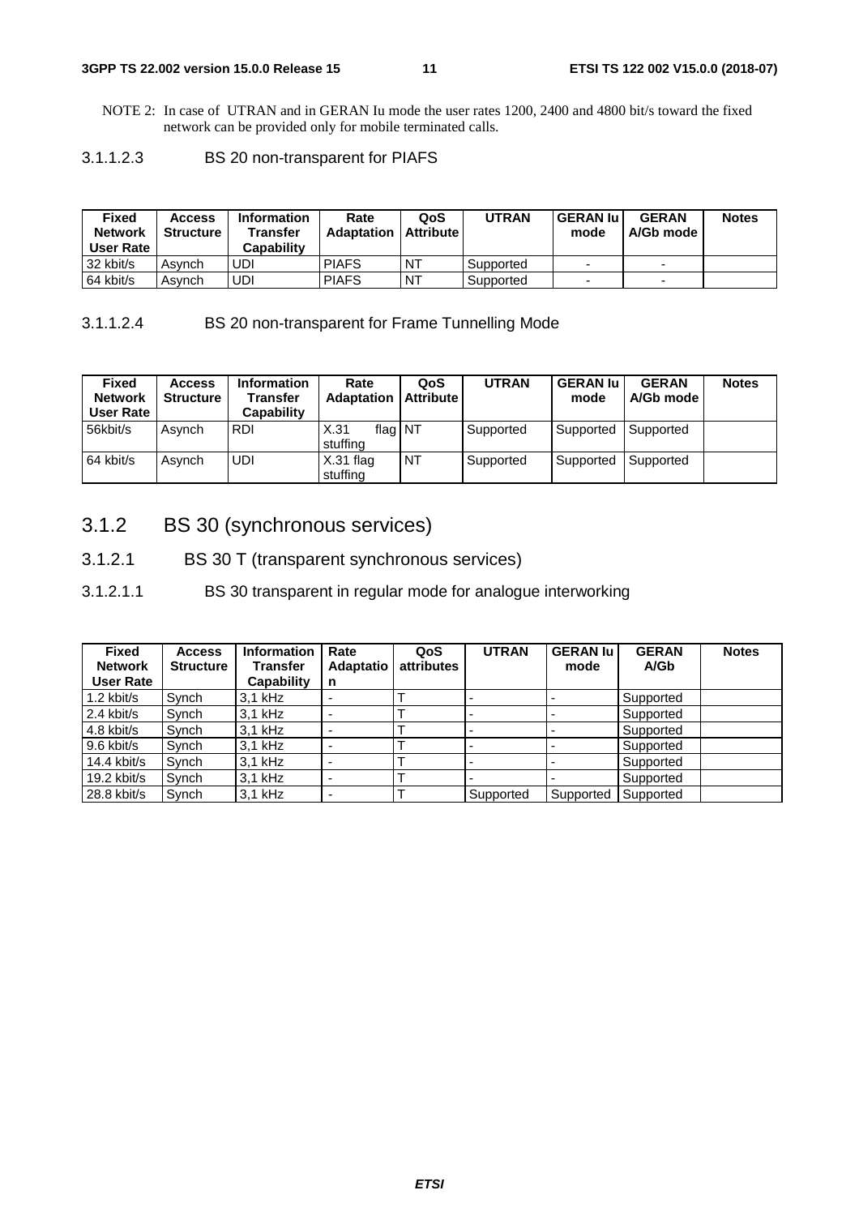NOTE 2: In case of UTRAN and in GERAN Iu mode the user rates 1200, 2400 and 4800 bit/s toward the fixed network can be provided only for mobile terminated calls.

#### 3.1.1.2.3 BS 20 non-transparent for PIAFS

| Fixed Network User Rate | Access Structure | Information Transfer Capability | Rate Adaptation | QoS Attribute | UTRAN | GERAN Iu mode | GERAN A/Gb mode | Notes |
|---|---|---|---|---|---|---|---|---|
| 32 kbit/s | Asynch | UDI | PIAFS | NT | Supported | - | - | |
| 64 kbit/s | Asynch | UDI | PIAFS | NT | Supported | - | - | |

#### 3.1.1.2.4 BS 20 non-transparent for Frame Tunnelling Mode

| Fixed Network User Rate | Access Structure | Information Transfer Capability | Rate Adaptation | QoS Attribute | UTRAN | GERAN Iu mode | GERAN A/Gb mode | Notes |
|---|---|---|---|---|---|---|---|---|
| 56kbit/s | Asynch | RDI | X.31 flag stuffing | NT | Supported | Supported | Supported | |
| 64 kbit/s | Asynch | UDI | X.31 flag stuffing | NT | Supported | Supported | Supported | |

## 3.1.2 BS 30 (synchronous services)

### 3.1.2.1 BS 30 T (transparent synchronous services)

#### 3.1.2.1.1 BS 30 transparent in regular mode for analogue interworking

| Fixed Network User Rate | Access Structure | Information Transfer Capability | Rate Adaptation | QoS attributes | UTRAN | GERAN Iu mode | GERAN A/Gb | Notes |
|---|---|---|---|---|---|---|---|---|
| 1.2 kbit/s | Synch | 3,1 kHz | - | T | - | - | Supported | |
| 2.4 kbit/s | Synch | 3,1 kHz | - | T | - | - | Supported | |
| 4.8 kbit/s | Synch | 3,1 kHz | - | T | - | - | Supported | |
| 9.6 kbit/s | Synch | 3,1 kHz | - | T | - | - | Supported | |
| 14.4 kbit/s | Synch | 3,1 kHz | - | T | - | - | Supported | |
| 19.2 kbit/s | Synch | 3,1 kHz | - | T | - | - | Supported | |
| 28.8 kbit/s | Synch | 3,1 kHz | - | T | Supported | Supported | Supported | |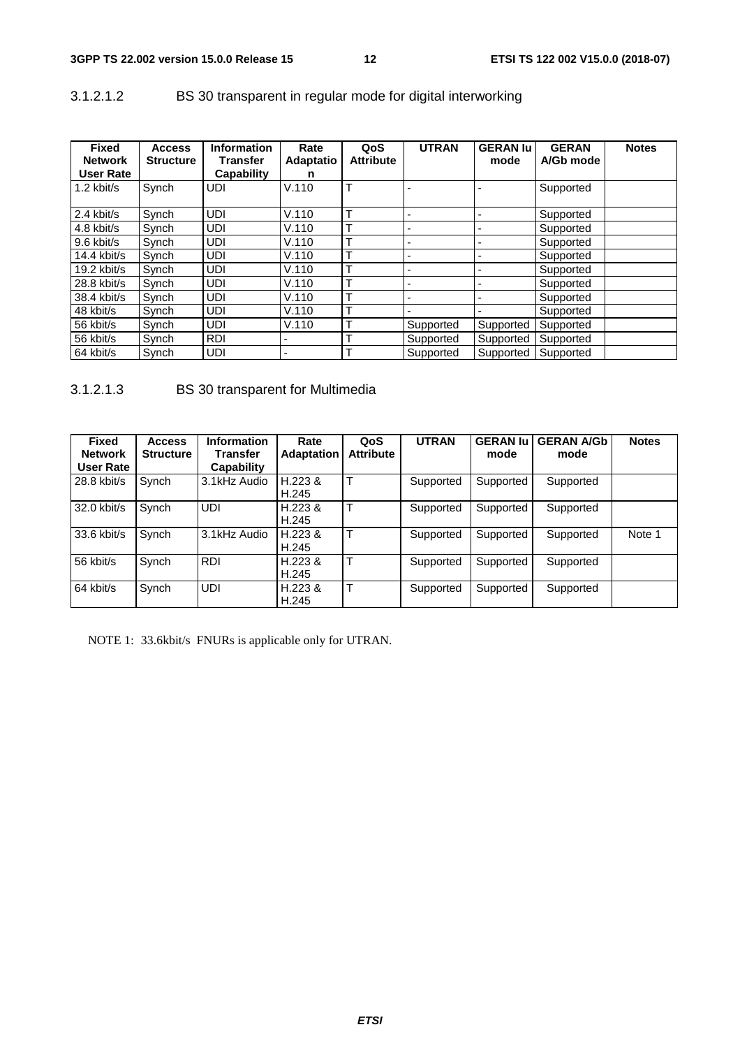### 3.1.2.1.2 BS 30 transparent in regular mode for digital interworking

| Fixed Network User Rate | Access Structure | Information Transfer Capability | Rate Adaptation | QoS Attribute | UTRAN | GERAN Iu mode | GERAN A/Gb mode | Notes |
|---|---|---|---|---|---|---|---|---|
| 1.2 kbit/s | Synch | UDI | V.110 | T | - | - | Supported | |
| 2.4 kbit/s | Synch | UDI | V.110 | T | - | - | Supported | |
| 4.8 kbit/s | Synch | UDI | V.110 | T | - | - | Supported | |
| 9.6 kbit/s | Synch | UDI | V.110 | T | - | - | Supported | |
| 14.4 kbit/s | Synch | UDI | V.110 | T | - | - | Supported | |
| 19.2 kbit/s | Synch | UDI | V.110 | T | - | - | Supported | |
| 28.8 kbit/s | Synch | UDI | V.110 | T | - | - | Supported | |
| 38.4 kbit/s | Synch | UDI | V.110 | T | - | - | Supported | |
| 48 kbit/s | Synch | UDI | V.110 | T | - | - | Supported | |
| 56 kbit/s | Synch | UDI | V.110 | T | Supported | Supported | Supported | |
| 56 kbit/s | Synch | RDI | - | T | Supported | Supported | Supported | |
| 64 kbit/s | Synch | UDI | - | T | Supported | Supported | Supported | |

### 3.1.2.1.3 BS 30 transparent for Multimedia

| Fixed Network User Rate | Access Structure | Information Transfer Capability | Rate Adaptation | QoS Attribute | UTRAN | GERAN Iu mode | GERAN A/Gb mode | Notes |
|---|---|---|---|---|---|---|---|---|
| 28.8 kbit/s | Synch | 3.1kHz Audio | H.223 & H.245 | T | Supported | Supported | Supported | |
| 32.0 kbit/s | Synch | UDI | H.223 & H.245 | T | Supported | Supported | Supported | |
| 33.6 kbit/s | Synch | 3.1kHz Audio | H.223 & H.245 | T | Supported | Supported | Supported | Note 1 |
| 56 kbit/s | Synch | RDI | H.223 & H.245 | T | Supported | Supported | Supported | |
| 64 kbit/s | Synch | UDI | H.223 & H.245 | T | Supported | Supported | Supported | |

NOTE 1: 33.6kbit/s FNURs is applicable only for UTRAN.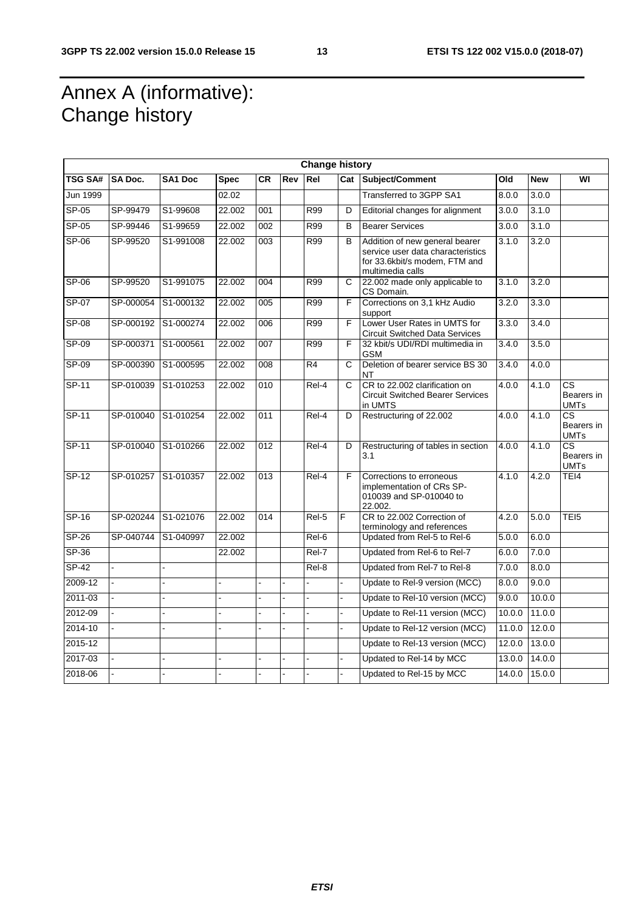# Annex A (informative): Change history

| Change history | | | | | | | | | | | |
|---|---|---|---|---|---|---|---|---|---|---|---|
| TSG SA# | SA Doc. | SA1 Doc | Spec | CR | Rev | Rel | Cat | Subject/Comment | Old | New | WI |
| Jun 1999 | | | 02.02 | | | | | Transferred to 3GPP SA1 | 8.0.0 | 3.0.0 | |
| SP-05 | SP-99479 | S1-99608 | 22.002 | 001 | | R99 | D | Editorial changes for alignment | 3.0.0 | 3.1.0 | |
| SP-05 | SP-99446 | S1-99659 | 22.002 | 002 | | R99 | B | Bearer Services | 3.0.0 | 3.1.0 | |
| SP-06 | SP-99520 | S1-991008 | 22.002 | 003 | | R99 | B | Addition of new general bearer service user data characteristics for 33.6kbit/s modem, FTM and multimedia calls | 3.1.0 | 3.2.0 | |
| SP-06 | SP-99520 | S1-991075 | 22.002 | 004 | | R99 | C | 22.002 made only applicable to CS Domain. | 3.1.0 | 3.2.0 | |
| SP-07 | SP-000054 | S1-000132 | 22.002 | 005 | | R99 | F | Corrections on 3,1 kHz Audio support | 3.2.0 | 3.3.0 | |
| SP-08 | SP-000192 | S1-000274 | 22.002 | 006 | | R99 | F | Lower User Rates in UMTS for Circuit Switched Data Services | 3.3.0 | 3.4.0 | |
| SP-09 | SP-000371 | S1-000561 | 22.002 | 007 | | R99 | F | 32 kbit/s UDI/RDI multimedia in GSM | 3.4.0 | 3.5.0 | |
| SP-09 | SP-000390 | S1-000595 | 22.002 | 008 | | R4 | C | Deletion of bearer service BS 30 NT | 3.4.0 | 4.0.0 | |
| SP-11 | SP-010039 | S1-010253 | 22.002 | 010 | | Rel-4 | C | CR to 22.002 clarification on Circuit Switched Bearer Services in UMTS | 4.0.0 | 4.1.0 | CS Bearers in UMTs |
| SP-11 | SP-010040 | S1-010254 | 22.002 | 011 | | Rel-4 | D | Restructuring of 22.002 | 4.0.0 | 4.1.0 | CS Bearers in UMTs |
| SP-11 | SP-010040 | S1-010266 | 22.002 | 012 | | Rel-4 | D | Restructuring of tables in section 3.1 | 4.0.0 | 4.1.0 | CS Bearers in UMTs |
| SP-12 | SP-010257 | S1-010357 | 22.002 | 013 | | Rel-4 | F | Corrections to erroneous implementation of CRs SP-010039 and SP-010040 to 22.002. | 4.1.0 | 4.2.0 | TEI4 |
| SP-16 | SP-020244 | S1-021076 | 22.002 | 014 | | Rel-5 | F | CR to 22.002 Correction of terminology and references | 4.2.0 | 5.0.0 | TEI5 |
| SP-26 | SP-040744 | S1-040997 | 22.002 | | | Rel-6 | | Updated from Rel-5 to Rel-6 | 5.0.0 | 6.0.0 | |
| SP-36 | | | 22.002 | | | Rel-7 | | Updated from Rel-6 to Rel-7 | 6.0.0 | 7.0.0 | |
| SP-42 | - | - | | | | Rel-8 | | Updated from Rel-7 to Rel-8 | 7.0.0 | 8.0.0 | |
| 2009-12 | - | - | - | - | - | - | - | Update to Rel-9 version (MCC) | 8.0.0 | 9.0.0 | |
| 2011-03 | - | - | - | - | - | - | - | Update to Rel-10 version (MCC) | 9.0.0 | 10.0.0 | |
| 2012-09 | - | - | - | - | - | - | - | Update to Rel-11 version (MCC) | 10.0.0 | 11.0.0 | |
| 2014-10 | - | - | - | - | - | - | - | Update to Rel-12 version (MCC) | 11.0.0 | 12.0.0 | |
| 2015-12 | | | | | | | | Update to Rel-13 version (MCC) | 12.0.0 | 13.0.0 | |
| 2017-03 | - | - | - | - | - | - | - | Updated to Rel-14 by MCC | 13.0.0 | 14.0.0 | |
| 2018-06 | - | - | - | - | - | - | - | Updated to Rel-15 by MCC | 14.0.0 | 15.0.0 | |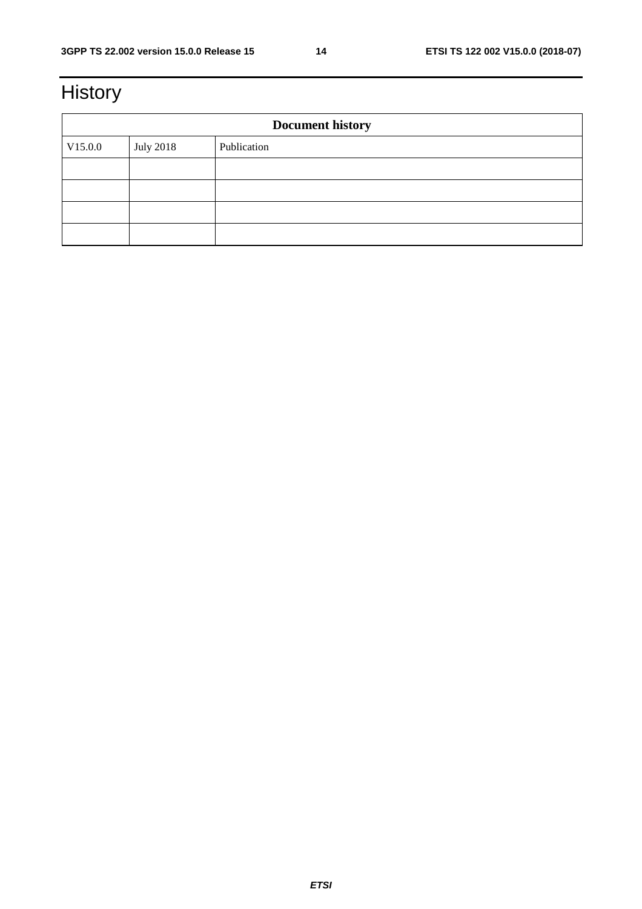# History

| Document history | | |
|---|---|---|
| V15.0.0 | July 2018 | Publication |
| | | |
| | | |
| | | |
| | | |